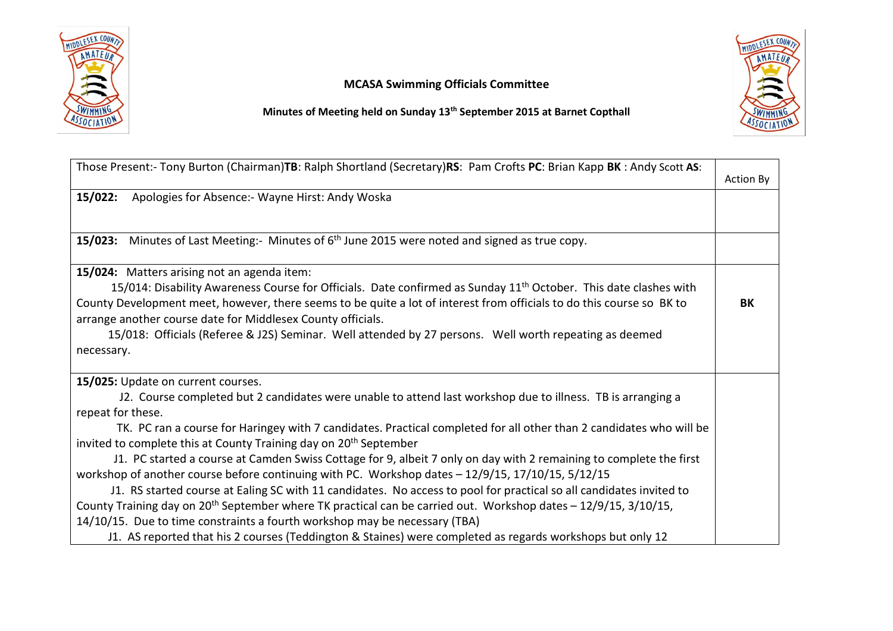**MCASA Swimming Officials Committee**

**Minutes of Meeting held on Sunday 13th September 2015 at Barnet Copthall**

| Those Present:- Tony Burton (Chairman)**TB**: Ralph Shortland (Secretary)**RS**: Pam Crofts **PC**: Brian Kapp **BK** : Andy Scott **AS**: | Action By |
|---|---|
| **15/022:** Apologies for Absence:- Wayne Hirst: Andy Woska | |
| **15/023:** Minutes of Last Meeting:- Minutes of 6th June 2015 were noted and signed as true copy. | |
| **15/024:** Matters arising not an agenda item:<br>15/014: Disability Awareness Course for Officials. Date confirmed as Sunday 11th October. This date clashes with County Development meet, however, there seems to be quite a lot of interest from officials to do this course so BK to arrange another course date for Middlesex County officials.<br>15/018: Officials (Referee & J2S) Seminar. Well attended by 27 persons. Well worth repeating as deemed necessary. | **BK** |
| **15/025:** Update on current courses.<br>J2. Course completed but 2 candidates were unable to attend last workshop due to illness. TB is arranging a repeat for these.<br>TK. PC ran a course for Haringey with 7 candidates. Practical completed for all other than 2 candidates who will be invited to complete this at County Training day on 20th September<br>J1. PC started a course at Camden Swiss Cottage for 9, albeit 7 only on day with 2 remaining to complete the first workshop of another course before continuing with PC. Workshop dates – 12/9/15, 17/10/15, 5/12/15<br>J1. RS started course at Ealing SC with 11 candidates. No access to pool for practical so all candidates invited to County Training day on 20th September where TK practical can be carried out. Workshop dates – 12/9/15, 3/10/15, 14/10/15. Due to time constraints a fourth workshop may be necessary (TBA)<br>J1. AS reported that his 2 courses (Teddington & Staines) were completed as regards workshops but only 12 | |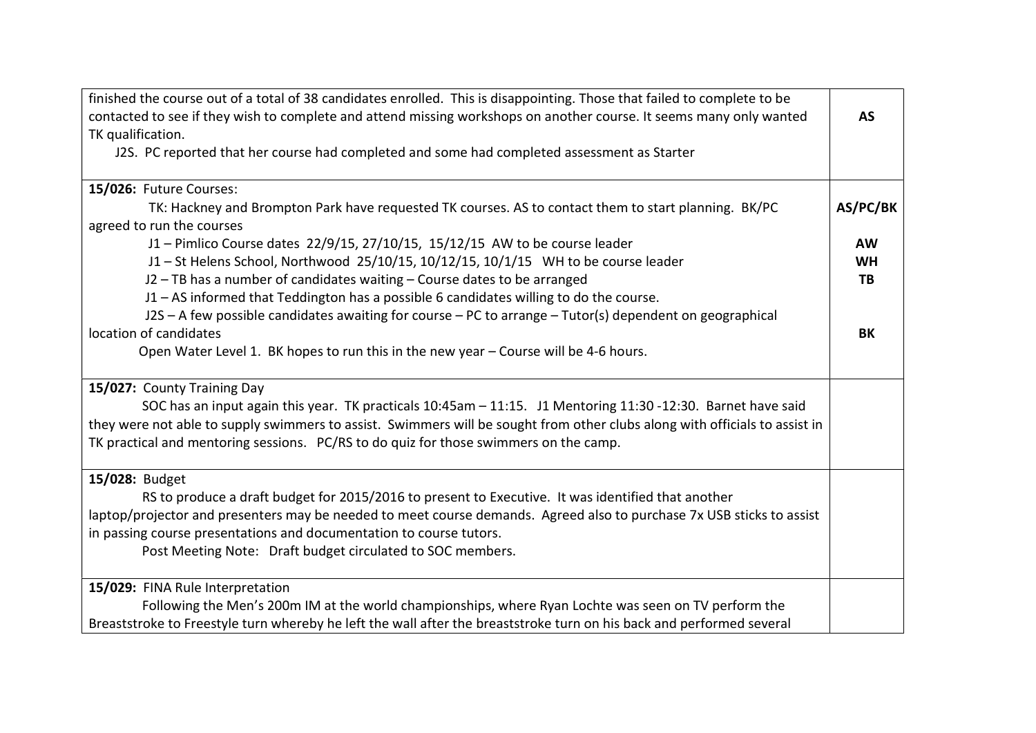| | |
|---|---|
| finished the course out of a total of 38 candidates enrolled. This is disappointing. Those that failed to complete to be contacted to see if they wish to complete and attend missing workshops on another course. It seems many only wanted TK qualification.<br>J2S. PC reported that her course had completed and some had completed assessment as Starter | **AS** |
| **15/026:** Future Courses:<br>TK: Hackney and Brompton Park have requested TK courses. AS to contact them to start planning. BK/PC agreed to run the courses<br>J1 – Pimlico Course dates 22/9/15, 27/10/15, 15/12/15 AW to be course leader<br>J1 – St Helens School, Northwood 25/10/15, 10/12/15, 10/1/15 WH to be course leader<br>J2 – TB has a number of candidates waiting – Course dates to be arranged<br>J1 – AS informed that Teddington has a possible 6 candidates willing to do the course.<br>J2S – A few possible candidates awaiting for course – PC to arrange – Tutor(s) dependent on geographical location of candidates<br>Open Water Level 1. BK hopes to run this in the new year – Course will be 4-6 hours. | **AS/PC/BK**<br><br>**AW**<br>**WH**<br>**TB**<br><br><br>**BK** |
| **15/027:** County Training Day<br>SOC has an input again this year. TK practicals 10:45am – 11:15. J1 Mentoring 11:30 -12:30. Barnet have said they were not able to supply swimmers to assist. Swimmers will be sought from other clubs along with officials to assist in TK practical and mentoring sessions. PC/RS to do quiz for those swimmers on the camp. | |
| **15/028:** Budget<br>RS to produce a draft budget for 2015/2016 to present to Executive. It was identified that another laptop/projector and presenters may be needed to meet course demands. Agreed also to purchase 7x USB sticks to assist in passing course presentations and documentation to course tutors.<br>Post Meeting Note: Draft budget circulated to SOC members. | |
| **15/029:** FINA Rule Interpretation<br>Following the Men's 200m IM at the world championships, where Ryan Lochte was seen on TV perform the Breaststroke to Freestyle turn whereby he left the wall after the breaststroke turn on his back and performed several | |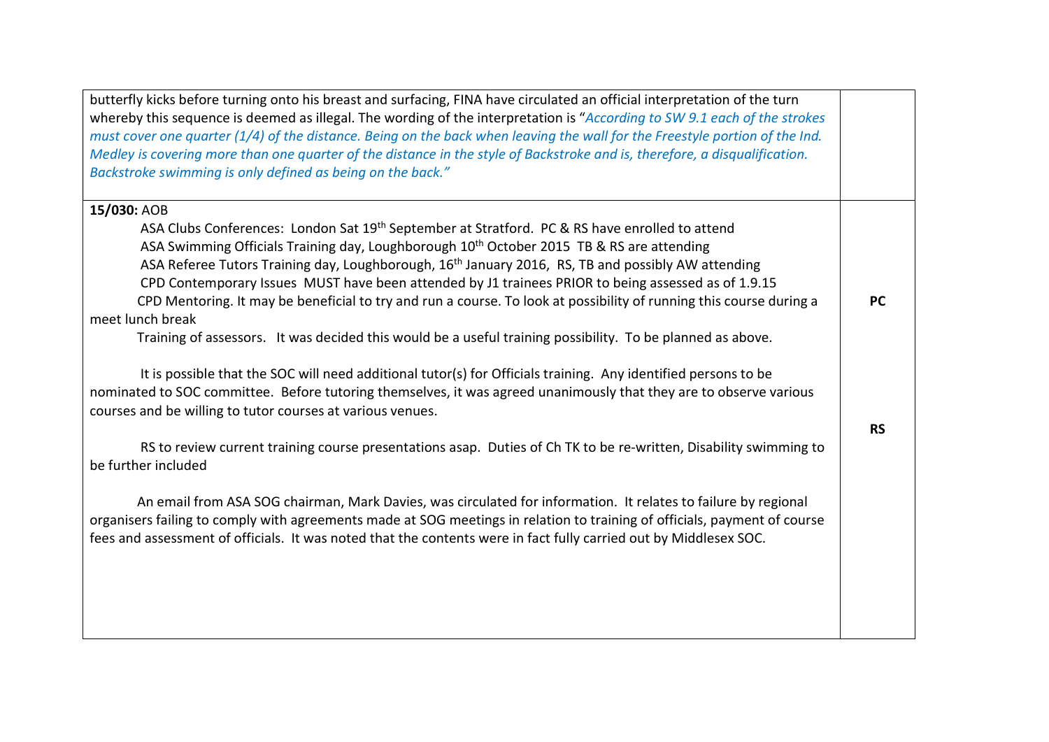| | |
|---|---|
| butterfly kicks before turning onto his breast and surfacing, FINA have circulated an official interpretation of the turn whereby this sequence is deemed as illegal. The wording of the interpretation is "*According to SW 9.1 each of the strokes must cover one quarter (1/4) of the distance. Being on the back when leaving the wall for the Freestyle portion of the Ind. Medley is covering more than one quarter of the distance in the style of Backstroke and is, therefore, a disqualification. Backstroke swimming is only defined as being on the back.*" | |
| **15/030:** AOB<br>ASA Clubs Conferences: London Sat 19th September at Stratford. PC & RS have enrolled to attend<br>ASA Swimming Officials Training day, Loughborough 10th October 2015 TB & RS are attending<br>ASA Referee Tutors Training day, Loughborough, 16th January 2016, RS, TB and possibly AW attending<br>CPD Contemporary Issues MUST have been attended by J1 trainees PRIOR to being assessed as of 1.9.15<br>CPD Mentoring. It may be beneficial to try and run a course. To look at possibility of running this course during a meet lunch break<br>Training of assessors. It was decided this would be a useful training possibility. To be planned as above.<br><br>It is possible that the SOC will need additional tutor(s) for Officials training. Any identified persons to be nominated to SOC committee. Before tutoring themselves, it was agreed unanimously that they are to observe various courses and be willing to tutor courses at various venues.<br><br>RS to review current training course presentations asap. Duties of Ch TK to be re-written, Disability swimming to be further included<br><br>An email from ASA SOG chairman, Mark Davies, was circulated for information. It relates to failure by regional organisers failing to comply with agreements made at SOG meetings in relation to training of officials, payment of course fees and assessment of officials. It was noted that the contents were in fact fully carried out by Middlesex SOC. | **PC**<br><br><br><br>**RS** |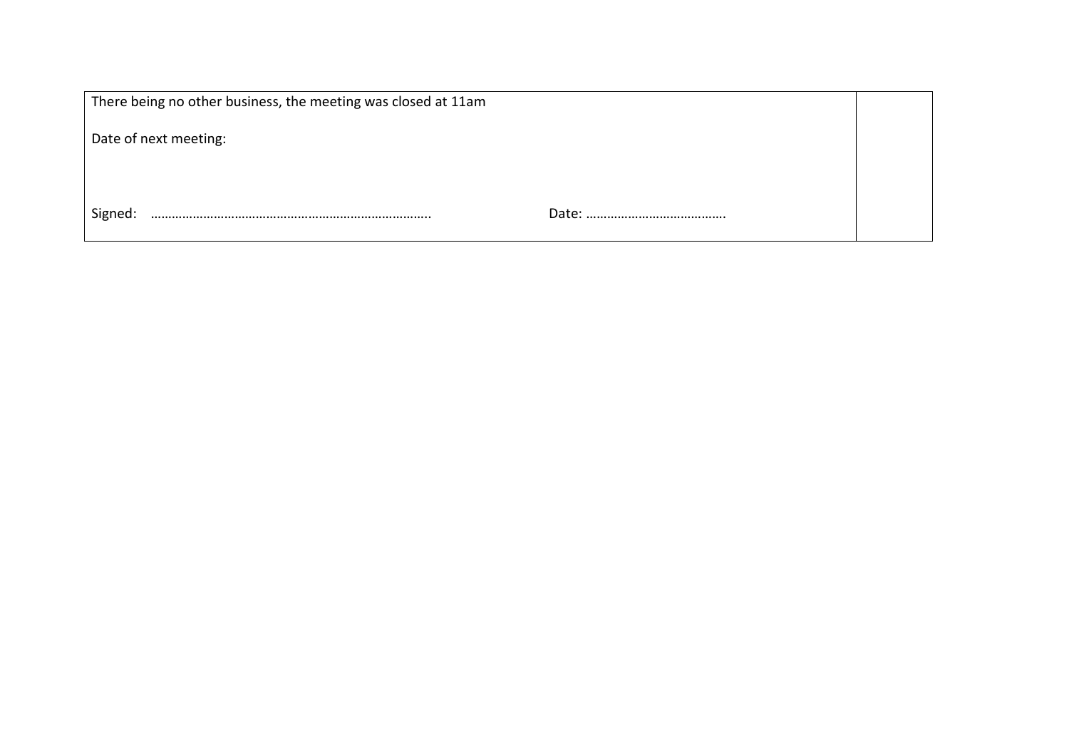| | |
|---|---|
| There being no other business, the meeting was closed at 11am<br><br>Date of next meeting:<br><br><br>Signed: ……………………………………………………………………..     Date: …………………………………. | |